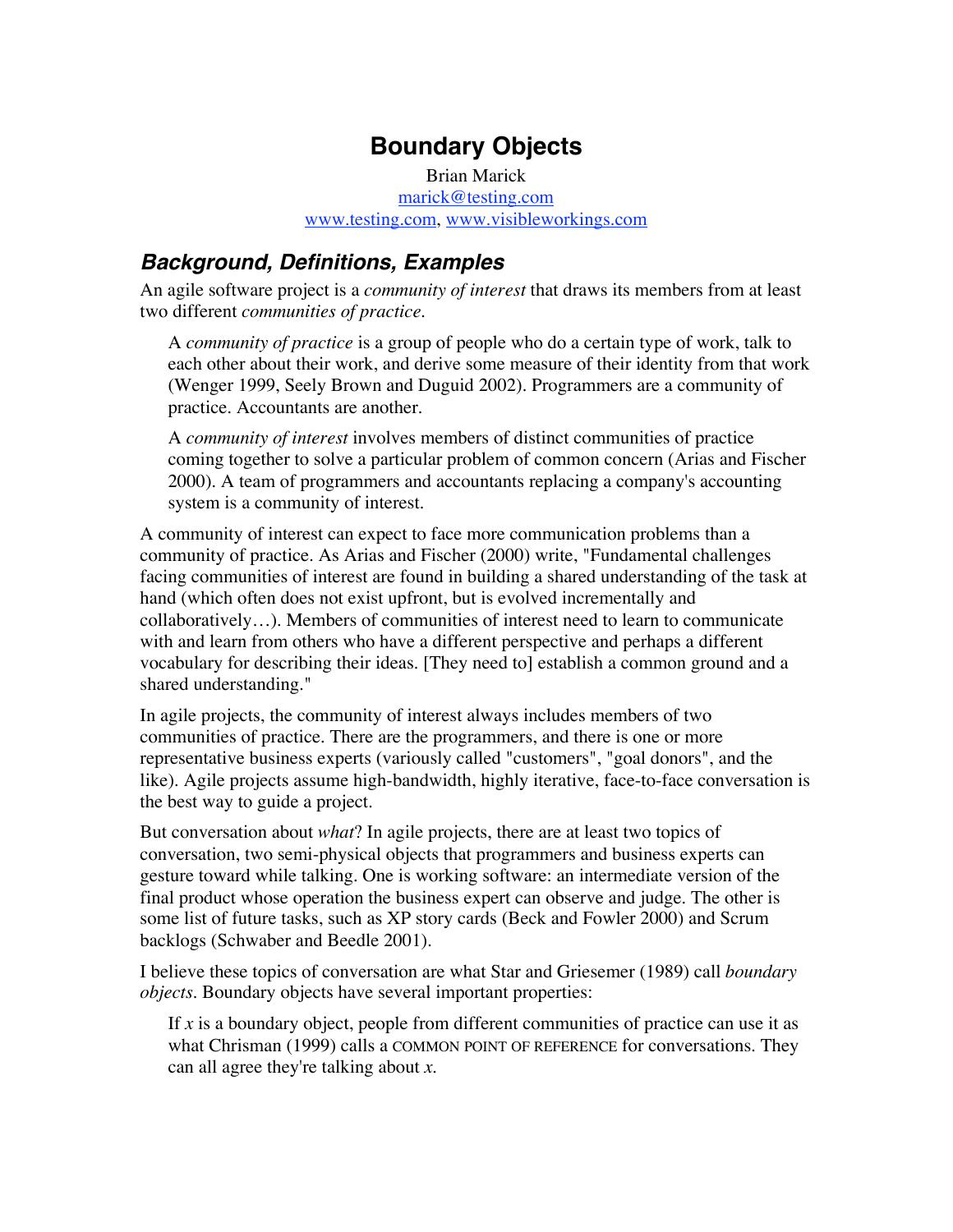# Boundary Objects

Brian Marick
marick@testing.com
www.testing.com, www.visibleworkings.com

## *Background, Definitions, Examples*

An agile software project is a *community of interest* that draws its members from at least two different *communities of practice*.

> A *community of practice* is a group of people who do a certain type of work, talk to each other about their work, and derive some measure of their identity from that work (Wenger 1999, Seely Brown and Duguid 2002). Programmers are a community of practice. Accountants are another.
>
> A *community of interest* involves members of distinct communities of practice coming together to solve a particular problem of common concern (Arias and Fischer 2000). A team of programmers and accountants replacing a company's accounting system is a community of interest.

A community of interest can expect to face more communication problems than a community of practice. As Arias and Fischer (2000) write, "Fundamental challenges facing communities of interest are found in building a shared understanding of the task at hand (which often does not exist upfront, but is evolved incrementally and collaboratively…). Members of communities of interest need to learn to communicate with and learn from others who have a different perspective and perhaps a different vocabulary for describing their ideas. [They need to] establish a common ground and a shared understanding."

In agile projects, the community of interest always includes members of two communities of practice. There are the programmers, and there is one or more representative business experts (variously called "customers", "goal donors", and the like). Agile projects assume high-bandwidth, highly iterative, face-to-face conversation is the best way to guide a project.

But conversation about *what*? In agile projects, there are at least two topics of conversation, two semi-physical objects that programmers and business experts can gesture toward while talking. One is working software: an intermediate version of the final product whose operation the business expert can observe and judge. The other is some list of future tasks, such as XP story cards (Beck and Fowler 2000) and Scrum backlogs (Schwaber and Beedle 2001).

I believe these topics of conversation are what Star and Griesemer (1989) call *boundary objects*. Boundary objects have several important properties:

> If *x* is a boundary object, people from different communities of practice can use it as what Chrisman (1999) calls a COMMON POINT OF REFERENCE for conversations. They can all agree they're talking about *x*.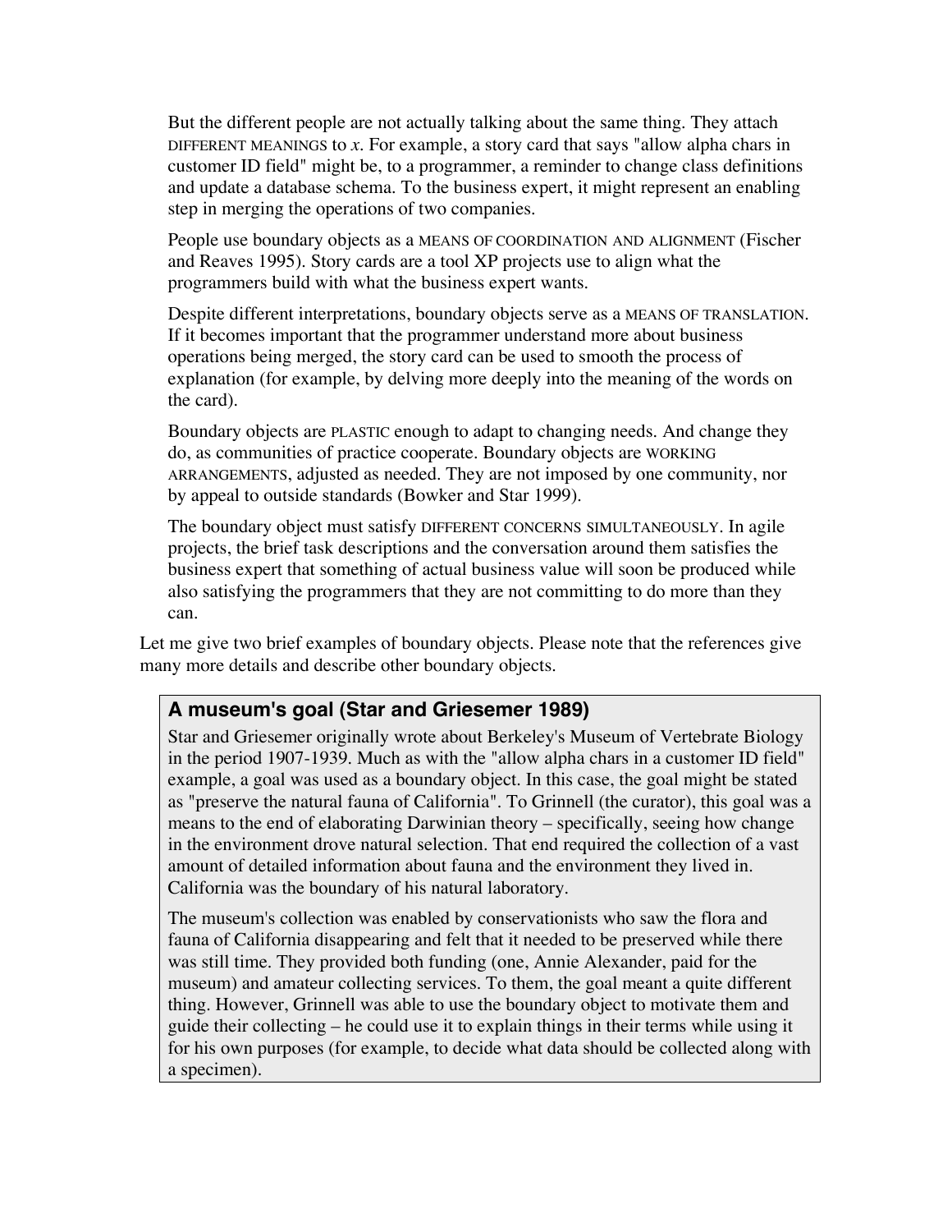But the different people are not actually talking about the same thing. They attach DIFFERENT MEANINGS to *x*. For example, a story card that says "allow alpha chars in customer ID field" might be, to a programmer, a reminder to change class definitions and update a database schema. To the business expert, it might represent an enabling step in merging the operations of two companies.

People use boundary objects as a MEANS OF COORDINATION AND ALIGNMENT (Fischer and Reaves 1995). Story cards are a tool XP projects use to align what the programmers build with what the business expert wants.

Despite different interpretations, boundary objects serve as a MEANS OF TRANSLATION. If it becomes important that the programmer understand more about business operations being merged, the story card can be used to smooth the process of explanation (for example, by delving more deeply into the meaning of the words on the card).

Boundary objects are PLASTIC enough to adapt to changing needs. And change they do, as communities of practice cooperate. Boundary objects are WORKING ARRANGEMENTS, adjusted as needed. They are not imposed by one community, nor by appeal to outside standards (Bowker and Star 1999).

The boundary object must satisfy DIFFERENT CONCERNS SIMULTANEOUSLY. In agile projects, the brief task descriptions and the conversation around them satisfies the business expert that something of actual business value will soon be produced while also satisfying the programmers that they are not committing to do more than they can.

Let me give two brief examples of boundary objects. Please note that the references give many more details and describe other boundary objects.

### A museum's goal (Star and Griesemer 1989)

Star and Griesemer originally wrote about Berkeley's Museum of Vertebrate Biology in the period 1907-1939. Much as with the "allow alpha chars in a customer ID field" example, a goal was used as a boundary object. In this case, the goal might be stated as "preserve the natural fauna of California". To Grinnell (the curator), this goal was a means to the end of elaborating Darwinian theory – specifically, seeing how change in the environment drove natural selection. That end required the collection of a vast amount of detailed information about fauna and the environment they lived in. California was the boundary of his natural laboratory.

The museum's collection was enabled by conservationists who saw the flora and fauna of California disappearing and felt that it needed to be preserved while there was still time. They provided both funding (one, Annie Alexander, paid for the museum) and amateur collecting services. To them, the goal meant a quite different thing. However, Grinnell was able to use the boundary object to motivate them and guide their collecting – he could use it to explain things in their terms while using it for his own purposes (for example, to decide what data should be collected along with a specimen).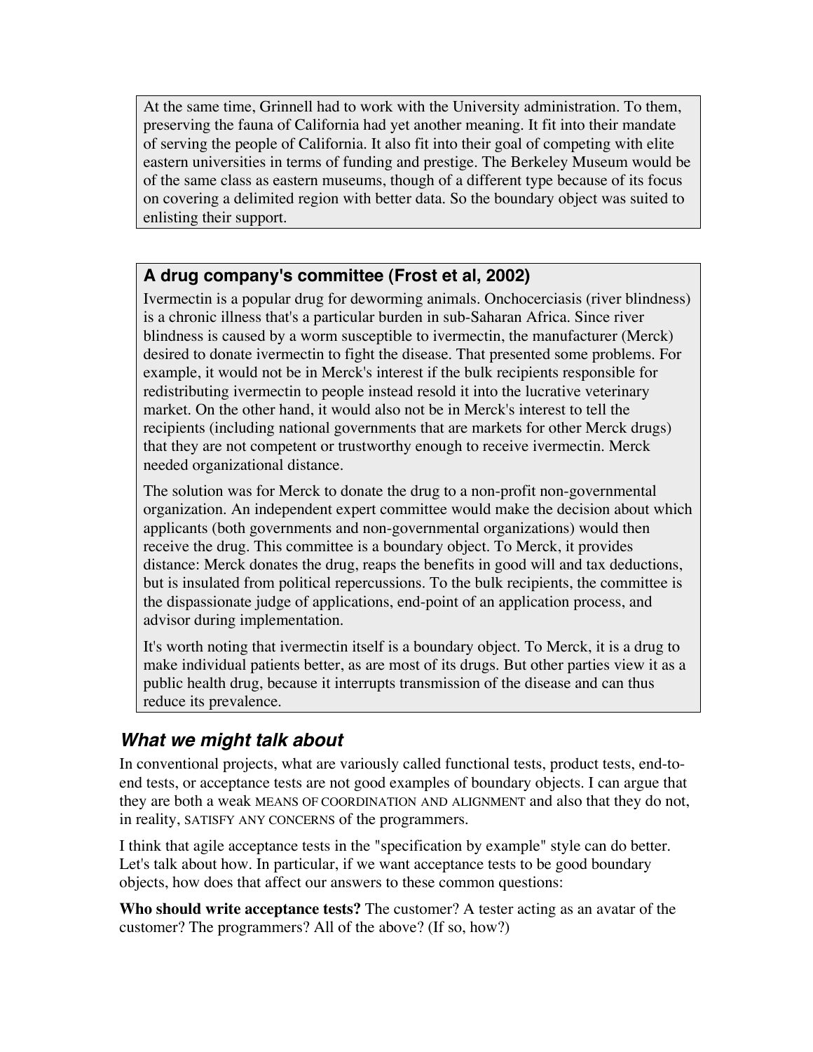At the same time, Grinnell had to work with the University administration. To them, preserving the fauna of California had yet another meaning. It fit into their mandate of serving the people of California. It also fit into their goal of competing with elite eastern universities in terms of funding and prestige. The Berkeley Museum would be of the same class as eastern museums, though of a different type because of its focus on covering a delimited region with better data. So the boundary object was suited to enlisting their support.

### A drug company's committee (Frost et al, 2002)

Ivermectin is a popular drug for deworming animals. Onchocerciasis (river blindness) is a chronic illness that's a particular burden in sub-Saharan Africa. Since river blindness is caused by a worm susceptible to ivermectin, the manufacturer (Merck) desired to donate ivermectin to fight the disease. That presented some problems. For example, it would not be in Merck's interest if the bulk recipients responsible for redistributing ivermectin to people instead resold it into the lucrative veterinary market. On the other hand, it would also not be in Merck's interest to tell the recipients (including national governments that are markets for other Merck drugs) that they are not competent or trustworthy enough to receive ivermectin. Merck needed organizational distance.

The solution was for Merck to donate the drug to a non-profit non-governmental organization. An independent expert committee would make the decision about which applicants (both governments and non-governmental organizations) would then receive the drug. This committee is a boundary object. To Merck, it provides distance: Merck donates the drug, reaps the benefits in good will and tax deductions, but is insulated from political repercussions. To the bulk recipients, the committee is the dispassionate judge of applications, end-point of an application process, and advisor during implementation.

It's worth noting that ivermectin itself is a boundary object. To Merck, it is a drug to make individual patients better, as are most of its drugs. But other parties view it as a public health drug, because it interrupts transmission of the disease and can thus reduce its prevalence.

## *What we might talk about*

In conventional projects, what are variously called functional tests, product tests, end-to-end tests, or acceptance tests are not good examples of boundary objects. I can argue that they are both a weak MEANS OF COORDINATION AND ALIGNMENT and also that they do not, in reality, SATISFY ANY CONCERNS of the programmers.

I think that agile acceptance tests in the "specification by example" style can do better. Let's talk about how. In particular, if we want acceptance tests to be good boundary objects, how does that affect our answers to these common questions:

**Who should write acceptance tests?** The customer? A tester acting as an avatar of the customer? The programmers? All of the above? (If so, how?)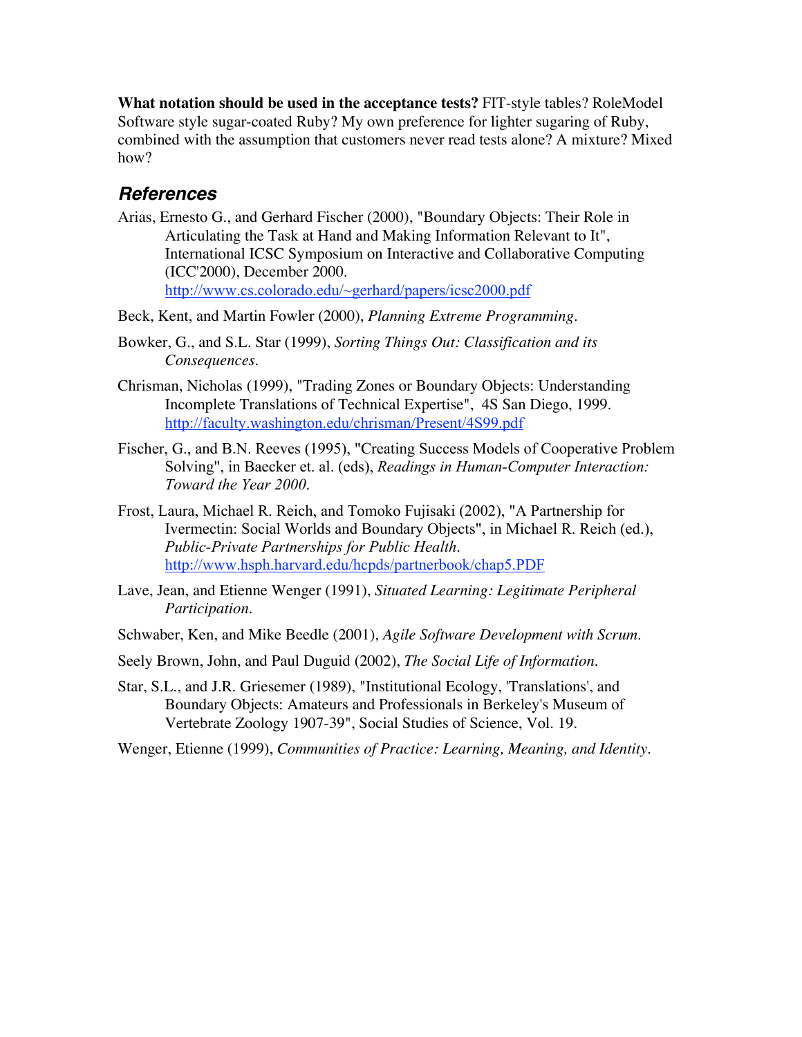**What notation should be used in the acceptance tests?** FIT-style tables? RoleModel Software style sugar-coated Ruby? My own preference for lighter sugaring of Ruby, combined with the assumption that customers never read tests alone? A mixture? Mixed how?

## *References*

Arias, Ernesto G., and Gerhard Fischer (2000), "Boundary Objects: Their Role in Articulating the Task at Hand and Making Information Relevant to It", International ICSC Symposium on Interactive and Collaborative Computing (ICC'2000), December 2000. http://www.cs.colorado.edu/~gerhard/papers/icsc2000.pdf

Beck, Kent, and Martin Fowler (2000), *Planning Extreme Programming*.

Bowker, G., and S.L. Star (1999), *Sorting Things Out: Classification and its Consequences*.

Chrisman, Nicholas (1999), "Trading Zones or Boundary Objects: Understanding Incomplete Translations of Technical Expertise", 4S San Diego, 1999. http://faculty.washington.edu/chrisman/Present/4S99.pdf

Fischer, G., and B.N. Reeves (1995), "Creating Success Models of Cooperative Problem Solving", in Baecker et. al. (eds), *Readings in Human-Computer Interaction: Toward the Year 2000*.

Frost, Laura, Michael R. Reich, and Tomoko Fujisaki (2002), "A Partnership for Ivermectin: Social Worlds and Boundary Objects", in Michael R. Reich (ed.), *Public-Private Partnerships for Public Health*. http://www.hsph.harvard.edu/hcpds/partnerbook/chap5.PDF

Lave, Jean, and Etienne Wenger (1991), *Situated Learning: Legitimate Peripheral Participation*.

Schwaber, Ken, and Mike Beedle (2001), *Agile Software Development with Scrum*.

Seely Brown, John, and Paul Duguid (2002), *The Social Life of Information*.

Star, S.L., and J.R. Griesemer (1989), "Institutional Ecology, 'Translations', and Boundary Objects: Amateurs and Professionals in Berkeley's Museum of Vertebrate Zoology 1907-39", Social Studies of Science, Vol. 19.

Wenger, Etienne (1999), *Communities of Practice: Learning, Meaning, and Identity*.